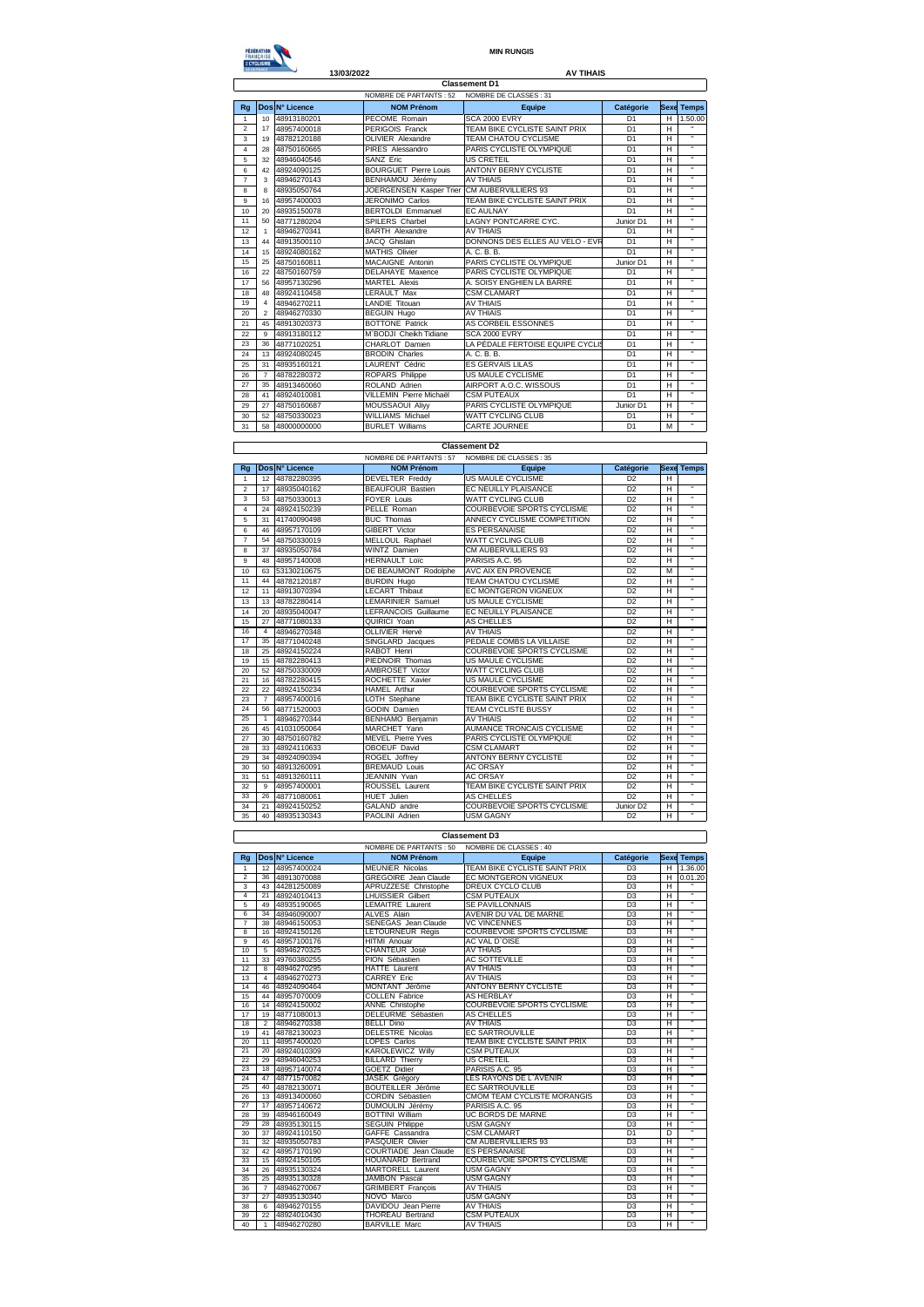**MIN RUNGIS**

**13/03/2022** **AV TIHAIS**

## Classement D1

NOMBRE DE PARTANTS : 52 NOMBRE DE CLASSES : 31

| Rg | Dos | N° Licence | NOM Prénom | Equipe | Catégorie | Sexe | Temps |
|---|---|---|---|---|---|---|---|
| 1 | 10 | 48913180201 | PECOME Romain | SCA 2000 EVRY | D1 | H | 1.50.00 |
| 2 | 17 | 48957400018 | PERIGOIS Franck | TEAM BIKE CYCLISTE SAINT PRIX | D1 | H | " |
| 3 | 19 | 48782120188 | OLIVIER Alexandre | TEAM CHATOU CYCLISME | D1 | H | " |
| 4 | 28 | 48750160665 | PIRES Alessandro | PARIS CYCLISTE OLYMPIQUE | D1 | H | " |
| 5 | 32 | 48946040546 | SANZ Eric | US CRETEIL | D1 | H | " |
| 6 | 42 | 48924090125 | BOURGUET Pierre Louis | ANTONY BERNY CYCLISTE | D1 | H | " |
| 7 | 3 | 48946270143 | BENHAMOU Jérémy | AV THIAIS | D1 | H | " |
| 8 | 8 | 48935050764 | JOERGENSEN Kasper Trier | CM AUBERVILLIERS 93 | D1 | H | " |
| 9 | 16 | 48957400003 | JERONIMO Carlos | TEAM BIKE CYCLISTE SAINT PRIX | D1 | H | " |
| 10 | 20 | 48935150078 | BERTOLDI Emmanuel | EC AULNAY | D1 | H | " |
| 11 | 50 | 48771280204 | SPILERS Charbel | LAGNY PONTCARRE CYC. | Junior D1 | H | " |
| 12 | 1 | 48946270341 | BARTH Alexandre | AV THIAIS | D1 | H | " |
| 13 | 44 | 48913500110 | JACQ Ghislain | DONNONS DES ELLES AU VELO - EVR | D1 | H | " |
| 14 | 15 | 48924080162 | MATHIS Olivier | A. C. B. B. | D1 | H | " |
| 15 | 25 | 48750160811 | MACAIGNE Antonin | PARIS CYCLISTE OLYMPIQUE | Junior D1 | H | " |
| 16 | 22 | 48750160759 | DELAHAYE Maxence | PARIS CYCLISTE OLYMPIQUE | D1 | H | " |
| 17 | 56 | 48957130296 | MARTEL Alexis | A. SOISY ENGHIEN LA BARRE | D1 | H | " |
| 18 | 48 | 48924110458 | LERAULT Max | CSM CLAMART | D1 | H | " |
| 19 | 4 | 48946270211 | LANDIE Titouan | AV THIAIS | D1 | H | " |
| 20 | 2 | 48946270330 | BEGUIN Hugo | AV THIAIS | D1 | H | " |
| 21 | 45 | 48913020373 | BOTTONE Patrick | AS CORBEIL ESSONNES | D1 | H | " |
| 22 | 9 | 48913180112 | M'BODJI Cheikh Tidiane | SCA 2000 EVRY | D1 | H | " |
| 23 | 36 | 48771020251 | CHARLOT Damien | LA PÉDALE FERTOISE EQUIPE CYCLIS | D1 | H | " |
| 24 | 13 | 48924080245 | BRODIN Charles | A. C. B. B. | D1 | H | " |
| 25 | 31 | 48935160121 | LAURENT Cédric | ES GERVAIS LILAS | D1 | H | " |
| 26 | 7 | 48782280372 | ROPARS Philippe | US MAULE CYCLISME | D1 | H | " |
| 27 | 35 | 48913460060 | ROLAND Adrien | AIRPORT A.O.C. WISSOUS | D1 | H | " |
| 28 | 41 | 48924010081 | VILLEMIN Pierre Michaël | CSM PUTEAUX | D1 | H | " |
| 29 | 27 | 48750160687 | MOUSSAOUI Aliyy | PARIS CYCLISTE OLYMPIQUE | Junior D1 | H | " |
| 30 | 52 | 48750330023 | WILLIAMS Michael | WATT CYCLING CLUB | D1 | H | " |
| 31 | 58 | 48000000000 | BURLET Williams | CARTE JOURNEE | D1 | M | " |

## Classement D2

NOMBRE DE PARTANTS : 57 NOMBRE DE CLASSES : 35

| Rg | Dos | N° Licence | NOM Prénom | Equipe | Catégorie | Sexe | Temps |
|---|---|---|---|---|---|---|---|
| 1 | 12 | 48782280395 | DEVELTER Freddy | US MAULE CYCLISME | D2 | H | |
| 2 | 17 | 48935040162 | BEAUFOUR Bastien | EC NEUILLY PLAISANCE | D2 | H | " |
| 3 | 53 | 48750330013 | FOYER Louis | WATT CYCLING CLUB | D2 | H | " |
| 4 | 24 | 48924150239 | PELLE Roman | COURBEVOIE SPORTS CYCLISME | D2 | H | " |
| 5 | 31 | 41740090498 | BUC Thomas | ANNECY CYCLISME COMPETITION | D2 | H | " |
| 6 | 46 | 48957170109 | GIBERT Victor | ES PERSANAISE | D2 | H | " |
| 7 | 54 | 48750330019 | MELLOUL Raphael | WATT CYCLING CLUB | D2 | H | " |
| 8 | 37 | 48935050784 | WINTZ Damien | CM AUBERVILLIERS 93 | D2 | H | " |
| 9 | 48 | 48957140008 | HERNAULT Loïc | PARISIS A.C. 95 | D2 | H | " |
| 10 | 63 | 53130210675 | DE BEAUMONT Rodolphe | AVC AIX EN PROVENCE | D2 | M | " |
| 11 | 44 | 48782120187 | BURDIN Hugo | TEAM CHATOU CYCLISME | D2 | H | " |
| 12 | 11 | 48913070394 | LECART Thibaut | EC MONTGERON VIGNEUX | D2 | H | " |
| 13 | 13 | 48782280414 | LEMARINIER Samuel | US MAULE CYCLISME | D2 | H | " |
| 14 | 20 | 48935040047 | LEFRANCOIS Guillaume | EC NEUILLY PLAISANCE | D2 | H | " |
| 15 | 27 | 48771080133 | QUIRICI Yoan | AS CHELLES | D2 | H | " |
| 16 | 4 | 48946270348 | OLLIVIER Hervé | AV THIAIS | D2 | H | " |
| 17 | 35 | 48771040248 | SINGLARD Jacques | PEDALE COMBS LA VILLAISE | D2 | H | " |
| 18 | 25 | 48924150224 | RABOT Henri | COURBEVOIE SPORTS CYCLISME | D2 | H | " |
| 19 | 15 | 48782280413 | PIEDNOIR Thomas | US MAULE CYCLISME | D2 | H | " |
| 20 | 52 | 48750330009 | AMBROSET Victor | WATT CYCLING CLUB | D2 | H | " |
| 21 | 16 | 48782280415 | ROCHETTE Xavier | US MAULE CYCLISME | D2 | H | " |
| 22 | 22 | 48924150234 | HAMEL Arthur | COURBEVOIE SPORTS CYCLISME | D2 | H | " |
| 23 | 7 | 48957400016 | LOTH Stephane | TEAM BIKE CYCLISTE SAINT PRIX | D2 | H | " |
| 24 | 56 | 48771520003 | GODIN Damien | TEAM CYCLISTE BUSSY | D2 | H | " |
| 25 | 1 | 48946270344 | BENHAMO Benjamin | AV THIAIS | D2 | H | " |
| 26 | 45 | 41031050064 | MARCHET Yann | AUMANCE TRONCAIS CYCLISME | D2 | H | " |
| 27 | 30 | 48750160782 | MEVEL Pierre Yves | PARIS CYCLISTE OLYMPIQUE | D2 | H | " |
| 28 | 33 | 48924110633 | OBOEUF David | CSM CLAMART | D2 | H | " |
| 29 | 34 | 48924090394 | ROGEL Joffrey | ANTONY BERNY CYCLISTE | D2 | H | " |
| 30 | 50 | 48913260091 | BREMAUD Louis | AC ORSAY | D2 | H | " |
| 31 | 51 | 48913260111 | JEANNIN Yvan | AC ORSAY | D2 | H | " |
| 32 | 9 | 48957400001 | ROUSSEL Laurent | TEAM BIKE CYCLISTE SAINT PRIX | D2 | H | " |
| 33 | 26 | 48771080061 | HUET Julien | AS CHELLES | D2 | H | " |
| 34 | 21 | 48924150252 | GALAND andre | COURBEVOIE SPORTS CYCLISME | Junior D2 | H | " |
| 35 | 40 | 48935130343 | PAOLINI Adrien | USM GAGNY | D2 | H | " |

## Classement D3

NOMBRE DE PARTANTS : 50 NOMBRE DE CLASSES : 40

| Rg | Dos | N° Licence | NOM Prénom | Equipe | Catégorie | Sexe | Temps |
|---|---|---|---|---|---|---|---|
| 1 | 12 | 48957400024 | MEUNIER Nicolas | TEAM BIKE CYCLISTE SAINT PRIX | D3 | H | 1.36.00 |
| 2 | 36 | 48913070088 | GREGOIRE Jean Claude | EC MONTGERON VIGNEUX | D3 | H | 0.01.20 |
| 3 | 43 | 44281250089 | APRUZZESE Christophe | DREUX CYCLO CLUB | D3 | H | " |
| 4 | 21 | 48924010413 | LHUISSIER Gilbert | CSM PUTEAUX | D3 | H | " |
| 5 | 49 | 48935190065 | LEMAITRE Laurent | SE PAVILLONNAIS | D3 | H | " |
| 6 | 34 | 48946090007 | ALVES Alain | AVENIR DU VAL DE MARNE | D3 | H | " |
| 7 | 38 | 48946150053 | SENEGAS Jean Claude | VC VINCENNES | D3 | H | " |
| 8 | 16 | 48924150126 | LETOURNEUR Régis | COURBEVOIE SPORTS CYCLISME | D3 | H | " |
| 9 | 45 | 48957100176 | HITMI Anouar | AC VAL D'OISE | D3 | H | " |
| 10 | 5 | 48946270325 | CHANTEUR José | AV THIAIS | D3 | H | " |
| 11 | 33 | 49760380255 | PION Sébastien | AC SOTTEVILLE | D3 | H | " |
| 12 | 8 | 48946270295 | HATTE Laurent | AV THIAIS | D3 | H | " |
| 13 | 4 | 48946270273 | CARREY Eric | AV THIAIS | D3 | H | " |
| 14 | 46 | 48924090464 | MONTANT Jérôme | ANTONY BERNY CYCLISTE | D3 | H | " |
| 15 | 44 | 48957070009 | COLLEN Fabrice | AS HERBLAY | D3 | H | " |
| 16 | 14 | 48924150002 | ANNE Christophe | COURBEVOIE SPORTS CYCLISME | D3 | H | " |
| 17 | 19 | 48771080013 | DELEURME Sébastien | AS CHELLES | D3 | H | " |
| 18 | 2 | 48946270338 | BELLI Dino | AV THIAIS | D3 | H | " |
| 19 | 41 | 48782130023 | DELESTRE Nicolas | EC SARTROUVILLE | D3 | H | " |
| 20 | 11 | 48957400020 | LOPES Carlos | TEAM BIKE CYCLISTE SAINT PRIX | D3 | H | " |
| 21 | 20 | 48924010309 | KAROLEWICZ Willy | CSM PUTEAUX | D3 | H | " |
| 22 | 29 | 48946040253 | BILLARD Thierry | US CRETEIL | D3 | H | " |
| 23 | 18 | 48957140074 | GOETZ Didier | PARISIS A.C. 95 | D3 | H | " |
| 24 | 47 | 48771570082 | JASEK Grégory | LES RAYONS DE L'AVENIR | D3 | H | " |
| 25 | 40 | 48782130071 | BOUTEILLER Jérôme | EC SARTROUVILLE | D3 | H | " |
| 26 | 13 | 48913400060 | CORDIN Sébastien | CMOM TEAM CYCLISTE MORANGIS | D3 | H | " |
| 27 | 17 | 48957140672 | DUMOULIN Jérémy | PARISIS A.C. 95 | D3 | H | " |
| 28 | 39 | 48946160049 | BOTTINI William | UC BORDS DE MARNE | D3 | H | " |
| 29 | 28 | 48935130115 | SEGUIN Philippe | USM GAGNY | D3 | H | " |
| 30 | 37 | 48924110150 | GAFFE Cassandra | CSM CLAMART | D1 | D | " |
| 31 | 32 | 48935050783 | PASQUIER Olivier | CM AUBERVILLIERS 93 | D3 | H | " |
| 32 | 42 | 48957170190 | COURTIADE Jean Claude | ES PERSANAISE | D3 | H | " |
| 33 | 15 | 48924150105 | HOUANARD Bertrand | COURBEVOIE SPORTS CYCLISME | D3 | H | " |
| 34 | 26 | 48935130324 | MARTORELL Laurent | USM GAGNY | D3 | H | " |
| 35 | 25 | 48935130328 | JAMBON Pascal | USM GAGNY | D3 | H | " |
| 36 | 7 | 48946270067 | GRIMBERT François | AV THIAIS | D3 | H | " |
| 37 | 27 | 48935130340 | NOVO Marco | USM GAGNY | D3 | H | " |
| 38 | 6 | 48946270155 | DAVIDOU Jean Pierre | AV THIAIS | D3 | H | " |
| 39 | 22 | 48924010430 | THOREAU Bertrand | CSM PUTEAUX | D3 | H | " |
| 40 | 1 | 48946270280 | BARVILLE Marc | AV THIAIS | D3 | H | " |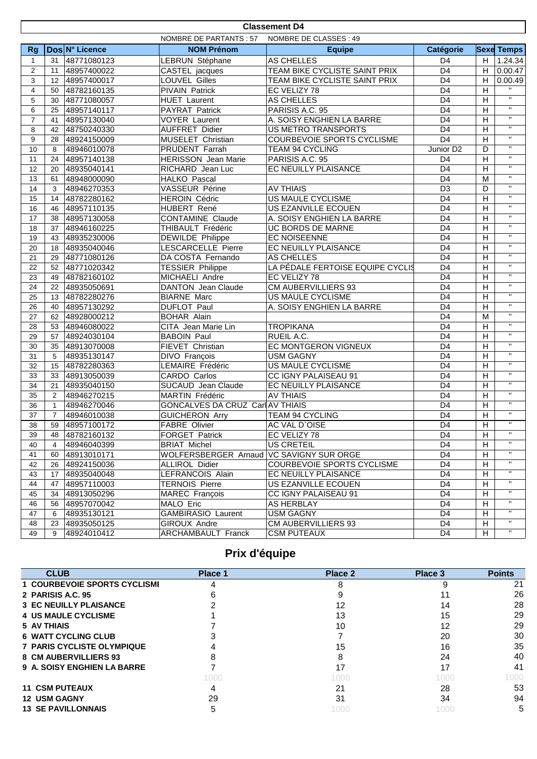## Classement D4

NOMBRE DE PARTANTS : 57 NOMBRE DE CLASSES : 49

| Rg | Dos | N° Licence | NOM Prénom | Equipe | Catégorie | Sexe | Temps |
|---|---|---|---|---|---|---|---|
| 1 | 31 | 48771080123 | LEBRUN Stéphane | AS CHELLES | D4 | H | 1.24.34 |
| 2 | 11 | 48957400022 | CASTEL jacques | TEAM BIKE CYCLISTE SAINT PRIX | D4 | H | 0.00.47 |
| 3 | 12 | 48957400017 | LOUVEL Gilles | TEAM BIKE CYCLISTE SAINT PRIX | D4 | H | 0.00.49 |
| 4 | 50 | 48782160135 | PIVAIN Patrick | EC VELIZY 78 | D4 | H | " |
| 5 | 30 | 48771080057 | HUET Laurent | AS CHELLES | D4 | H | " |
| 6 | 25 | 48957140117 | PAYRAT Patrick | PARISIS A.C. 95 | D4 | H | " |
| 7 | 41 | 48957130040 | VOYER Laurent | A. SOISY ENGHIEN LA BARRE | D4 | H | " |
| 8 | 42 | 48750240330 | AUFFRET Didier | US METRO TRANSPORTS | D4 | H | " |
| 9 | 28 | 48924150009 | MUSELET Christian | COURBEVOIE SPORTS CYCLISME | D4 | H | " |
| 10 | 8 | 48946010078 | PRUDENT Farrah | TEAM 94 CYCLING | Junior D2 | D | " |
| 11 | 24 | 48957140138 | HERISSON Jean Marie | PARISIS A.C. 95 | D4 | H | " |
| 12 | 20 | 48935040141 | RICHARD Jean Luc | EC NEUILLY PLAISANCE | D4 | H | " |
| 13 | 61 | 48948000090 | HALKO Pascal | | D4 | M | " |
| 14 | 3 | 48946270353 | VASSEUR Périne | AV THIAIS | D3 | D | " |
| 15 | 14 | 48782280162 | HEROIN Cédric | US MAULE CYCLISME | D4 | H | " |
| 16 | 46 | 48957110135 | HUBERT René | US EZANVILLE ECOUEN | D4 | H | " |
| 17 | 38 | 48957130058 | CONTAMINE Claude | A. SOISY ENGHIEN LA BARRE | D4 | H | " |
| 18 | 37 | 48946160225 | THIBAULT Frédéric | UC BORDS DE MARNE | D4 | H | " |
| 19 | 43 | 48935230006 | DEWILDE Philippe | EC NOISEENNE | D4 | H | " |
| 20 | 18 | 48935040046 | LESCARCELLE Pierre | EC NEUILLY PLAISANCE | D4 | H | " |
| 21 | 29 | 48771080126 | DA COSTA Fernando | AS CHELLES | D4 | H | " |
| 22 | 52 | 48771020342 | TESSIER Philippe | LA PÉDALE FERTOISE EQUIPE CYCLIS | D4 | H | " |
| 23 | 49 | 48782160102 | MICHAELI Andre | EC VELIZY 78 | D4 | H | " |
| 24 | 22 | 48935050691 | DANTON Jean Claude | CM AUBERVILLIERS 93 | D4 | H | " |
| 25 | 13 | 48782280276 | BIARNE Marc | US MAULE CYCLISME | D4 | H | " |
| 26 | 40 | 48957130292 | DUFLOT Paul | A. SOISY ENGHIEN LA BARRE | D4 | H | " |
| 27 | 62 | 48928000212 | BOHAR Alain | | D4 | M | " |
| 28 | 53 | 48946080022 | CITA Jean Marie Lin | TROPIKANA | D4 | H | " |
| 29 | 57 | 48924030104 | BABOIN Paul | RUEIL A.C. | D4 | H | " |
| 30 | 35 | 48913070008 | FIEVET Christian | EC MONTGERON VIGNEUX | D4 | H | " |
| 31 | 5 | 48935130147 | DIVO François | USM GAGNY | D4 | H | " |
| 32 | 15 | 48782280363 | LEMAIRE Frédéric | US MAULE CYCLISME | D4 | H | " |
| 33 | 33 | 48913050039 | CARDO Carlos | CC IGNY PALAISEAU 91 | D4 | H | " |
| 34 | 21 | 48935040150 | SUCAUD Jean Claude | EC NEUILLY PLAISANCE | D4 | H | " |
| 35 | 2 | 48946270215 | MARTIN Frédéric | AV THIAIS | D4 | H | " |
| 36 | 1 | 48946270046 | GONCALVES DA CRUZ Carl | AV THIAIS | D4 | H | " |
| 37 | 7 | 48946010038 | GUICHERON Arry | TEAM 94 CYCLING | D4 | H | " |
| 38 | 59 | 48957100172 | FABRE Olivier | AC VAL D`OISE | D4 | H | " |
| 39 | 48 | 48782160132 | FORGET Patrick | EC VELIZY 78 | D4 | H | " |
| 40 | 4 | 48946040399 | BRIAT Michel | US CRETEIL | D4 | H | " |
| 41 | 60 | 48913010171 | WOLFERSBERGER Arnaud | VC SAVIGNY SUR ORGE | D4 | H | " |
| 42 | 26 | 48924150036 | ALLIROL Didier | COURBEVOIE SPORTS CYCLISME | D4 | H | " |
| 43 | 17 | 48935040048 | LEFRANCOIS Alain | EC NEUILLY PLAISANCE | D4 | H | " |
| 44 | 47 | 48957110003 | TERNOIS Pierre | US EZANVILLE ECOUEN | D4 | H | " |
| 45 | 34 | 48913050296 | MAREC François | CC IGNY PALAISEAU 91 | D4 | H | " |
| 46 | 56 | 48957070042 | MALO Eric | AS HERBLAY | D4 | H | " |
| 47 | 6 | 48935130121 | GAMBIRASIO Laurent | USM GAGNY | D4 | H | " |
| 48 | 23 | 48935050125 | GIROUX Andre | CM AUBERVILLIERS 93 | D4 | H | " |
| 49 | 9 | 48924010412 | ARCHAMBAULT Franck | CSM PUTEAUX | D4 | H | " |

## Prix d'équipe

| CLUB | Place 1 | Place 2 | Place 3 | Points |
|---|---|---|---|---|
| **1 COURBEVOIE SPORTS CYCLISMI** | 4 | 8 | 9 | 21 |
| **2 PARISIS A.C. 95** | 6 | 9 | 11 | 26 |
| **3 EC NEUILLY PLAISANCE** | 2 | 12 | 14 | 28 |
| **4 US MAULE CYCLISME** | 1 | 13 | 15 | 29 |
| **5 AV THIAIS** | 7 | 10 | 12 | 29 |
| **6 WATT CYCLING CLUB** | 3 | 7 | 20 | 30 |
| **7 PARIS CYCLISTE OLYMPIQUE** | 4 | 15 | 16 | 35 |
| **8 CM AUBERVILLIERS 93** | 8 | 8 | 24 | 40 |
| **9 A. SOISY ENGHIEN LA BARRE** | 7 | 17 | 17 | 41 |
| | 1000 | 1000 | 1000 | 1000 |
| **11 CSM PUTEAUX** | 4 | 21 | 28 | 53 |
| **12 USM GAGNY** | 29 | 31 | 34 | 94 |
| **13 SE PAVILLONNAIS** | 5 | 1000 | 1000 | 5 |